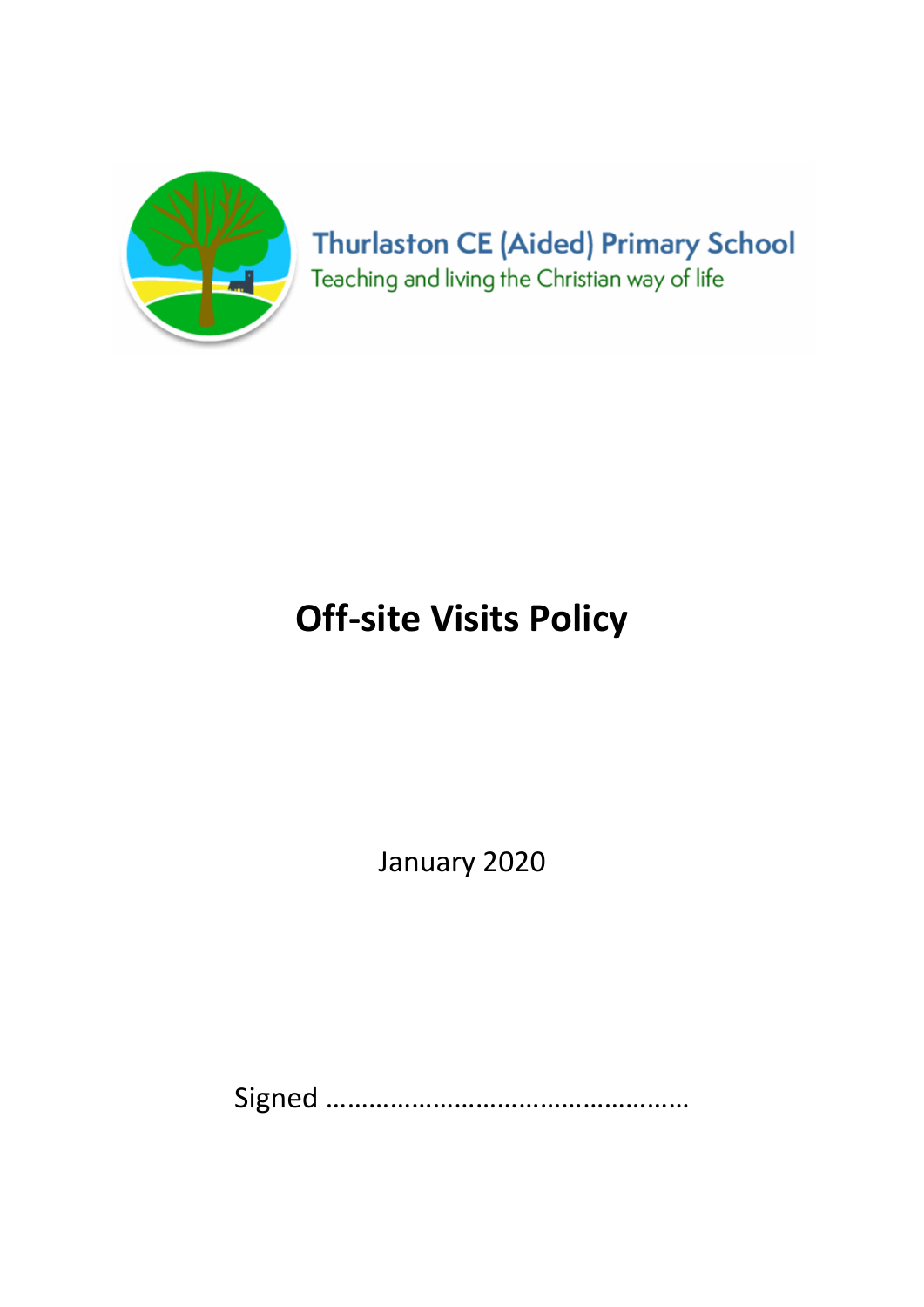Thurlaston CE (Aided) Primary School

Teaching and living the Christian way of life

# Off-site Visits Policy

January 2020

Signed ……………………………………………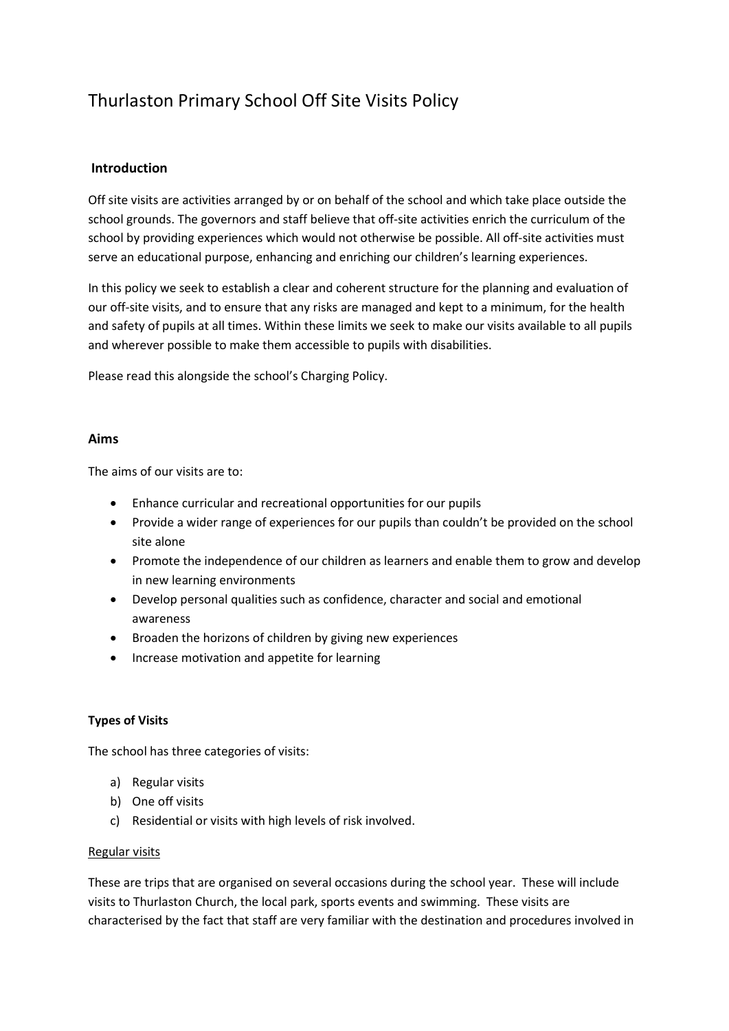# Thurlaston Primary School Off Site Visits Policy

## Introduction

Off site visits are activities arranged by or on behalf of the school and which take place outside the school grounds. The governors and staff believe that off-site activities enrich the curriculum of the school by providing experiences which would not otherwise be possible. All off-site activities must serve an educational purpose, enhancing and enriching our children's learning experiences.

In this policy we seek to establish a clear and coherent structure for the planning and evaluation of our off-site visits, and to ensure that any risks are managed and kept to a minimum, for the health and safety of pupils at all times. Within these limits we seek to make our visits available to all pupils and wherever possible to make them accessible to pupils with disabilities.

Please read this alongside the school's Charging Policy.

## Aims

The aims of our visits are to:

- Enhance curricular and recreational opportunities for our pupils
- Provide a wider range of experiences for our pupils than couldn't be provided on the school site alone
- Promote the independence of our children as learners and enable them to grow and develop in new learning environments
- Develop personal qualities such as confidence, character and social and emotional awareness
- Broaden the horizons of children by giving new experiences
- Increase motivation and appetite for learning

### Types of Visits

The school has three categories of visits:

a) Regular visits
b) One off visits
c) Residential or visits with high levels of risk involved.

<u>Regular visits</u>

These are trips that are organised on several occasions during the school year. These will include visits to Thurlaston Church, the local park, sports events and swimming. These visits are characterised by the fact that staff are very familiar with the destination and procedures involved in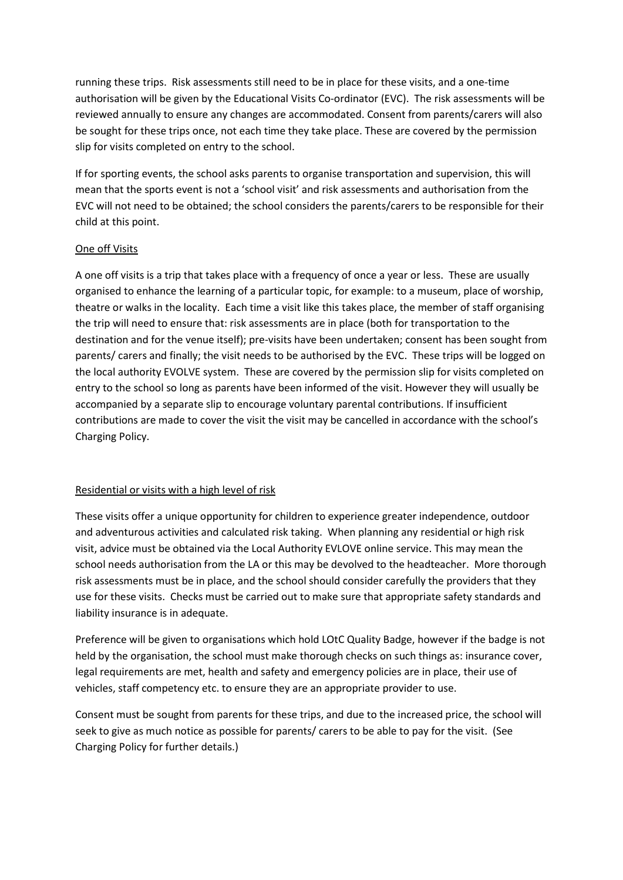running these trips. Risk assessments still need to be in place for these visits, and a one-time authorisation will be given by the Educational Visits Co-ordinator (EVC). The risk assessments will be reviewed annually to ensure any changes are accommodated. Consent from parents/carers will also be sought for these trips once, not each time they take place. These are covered by the permission slip for visits completed on entry to the school.

If for sporting events, the school asks parents to organise transportation and supervision, this will mean that the sports event is not a 'school visit' and risk assessments and authorisation from the EVC will not need to be obtained; the school considers the parents/carers to be responsible for their child at this point.

<u>One off Visits</u>

A one off visits is a trip that takes place with a frequency of once a year or less. These are usually organised to enhance the learning of a particular topic, for example: to a museum, place of worship, theatre or walks in the locality. Each time a visit like this takes place, the member of staff organising the trip will need to ensure that: risk assessments are in place (both for transportation to the destination and for the venue itself); pre-visits have been undertaken; consent has been sought from parents/ carers and finally; the visit needs to be authorised by the EVC. These trips will be logged on the local authority EVOLVE system. These are covered by the permission slip for visits completed on entry to the school so long as parents have been informed of the visit. However they will usually be accompanied by a separate slip to encourage voluntary parental contributions. If insufficient contributions are made to cover the visit the visit may be cancelled in accordance with the school's Charging Policy.

<u>Residential or visits with a high level of risk</u>

These visits offer a unique opportunity for children to experience greater independence, outdoor and adventurous activities and calculated risk taking. When planning any residential or high risk visit, advice must be obtained via the Local Authority EVLOVE online service. This may mean the school needs authorisation from the LA or this may be devolved to the headteacher. More thorough risk assessments must be in place, and the school should consider carefully the providers that they use for these visits. Checks must be carried out to make sure that appropriate safety standards and liability insurance is in adequate.

Preference will be given to organisations which hold LOtC Quality Badge, however if the badge is not held by the organisation, the school must make thorough checks on such things as: insurance cover, legal requirements are met, health and safety and emergency policies are in place, their use of vehicles, staff competency etc. to ensure they are an appropriate provider to use.

Consent must be sought from parents for these trips, and due to the increased price, the school will seek to give as much notice as possible for parents/ carers to be able to pay for the visit. (See Charging Policy for further details.)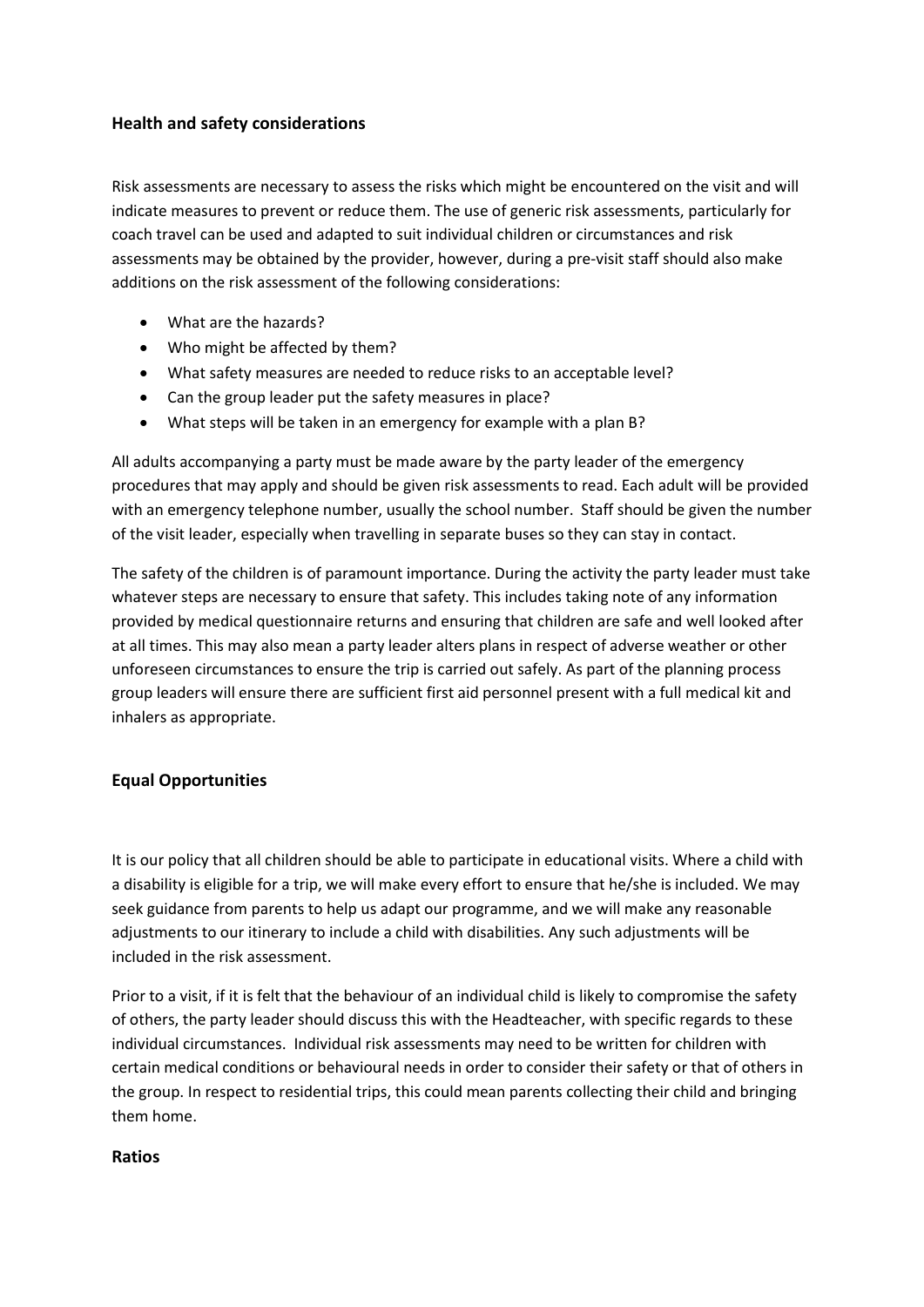### Health and safety considerations

Risk assessments are necessary to assess the risks which might be encountered on the visit and will indicate measures to prevent or reduce them. The use of generic risk assessments, particularly for coach travel can be used and adapted to suit individual children or circumstances and risk assessments may be obtained by the provider, however, during a pre-visit staff should also make additions on the risk assessment of the following considerations:

- What are the hazards?
- Who might be affected by them?
- What safety measures are needed to reduce risks to an acceptable level?
- Can the group leader put the safety measures in place?
- What steps will be taken in an emergency for example with a plan B?

All adults accompanying a party must be made aware by the party leader of the emergency procedures that may apply and should be given risk assessments to read. Each adult will be provided with an emergency telephone number, usually the school number. Staff should be given the number of the visit leader, especially when travelling in separate buses so they can stay in contact.

The safety of the children is of paramount importance. During the activity the party leader must take whatever steps are necessary to ensure that safety. This includes taking note of any information provided by medical questionnaire returns and ensuring that children are safe and well looked after at all times. This may also mean a party leader alters plans in respect of adverse weather or other unforeseen circumstances to ensure the trip is carried out safely. As part of the planning process group leaders will ensure there are sufficient first aid personnel present with a full medical kit and inhalers as appropriate.

### Equal Opportunities

It is our policy that all children should be able to participate in educational visits. Where a child with a disability is eligible for a trip, we will make every effort to ensure that he/she is included. We may seek guidance from parents to help us adapt our programme, and we will make any reasonable adjustments to our itinerary to include a child with disabilities. Any such adjustments will be included in the risk assessment.

Prior to a visit, if it is felt that the behaviour of an individual child is likely to compromise the safety of others, the party leader should discuss this with the Headteacher, with specific regards to these individual circumstances. Individual risk assessments may need to be written for children with certain medical conditions or behavioural needs in order to consider their safety or that of others in the group. In respect to residential trips, this could mean parents collecting their child and bringing them home.

### Ratios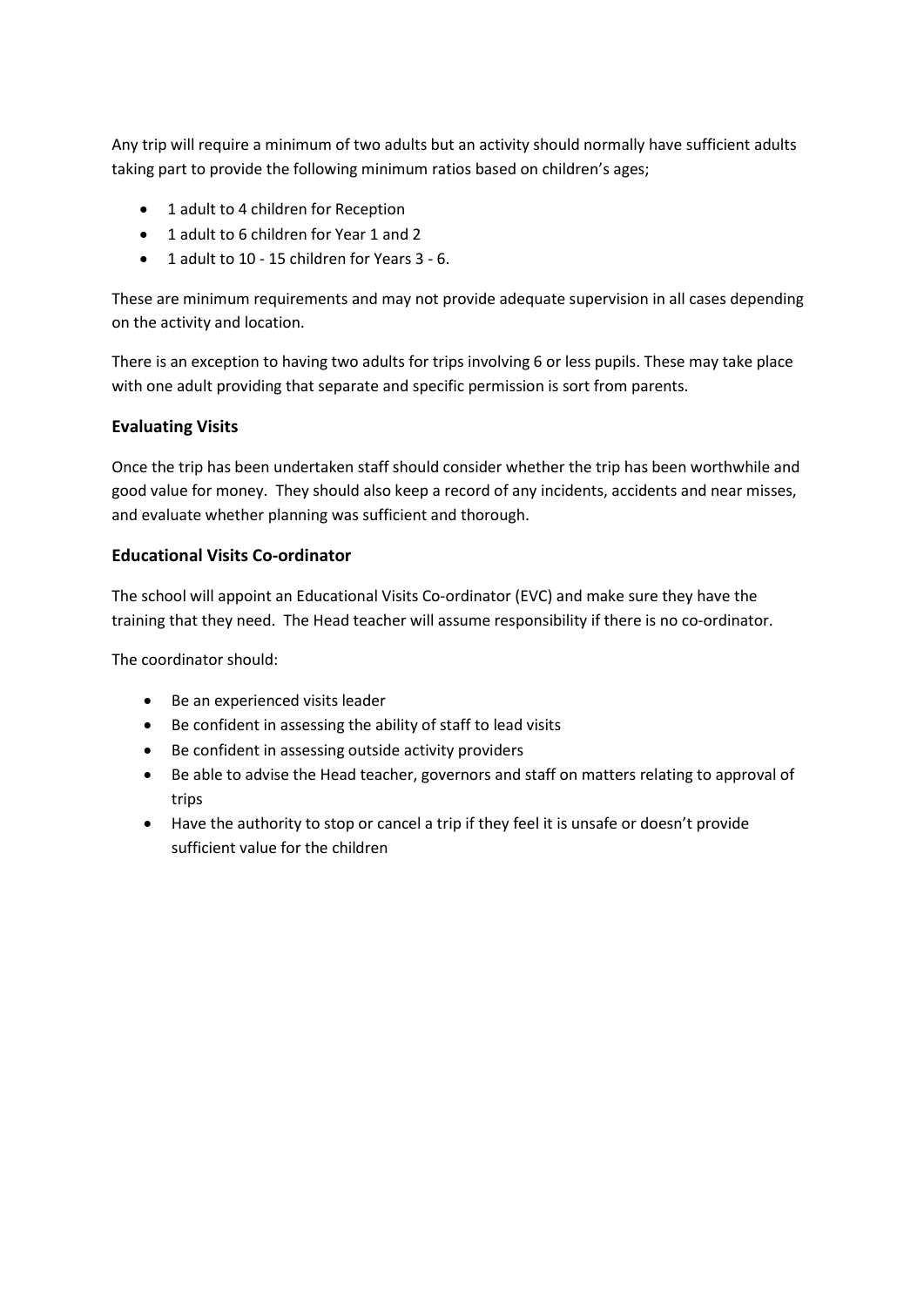Any trip will require a minimum of two adults but an activity should normally have sufficient adults taking part to provide the following minimum ratios based on children's ages;

- 1 adult to 4 children for Reception
- 1 adult to 6 children for Year 1 and 2
- 1 adult to 10 - 15 children for Years 3 - 6.

These are minimum requirements and may not provide adequate supervision in all cases depending on the activity and location.

There is an exception to having two adults for trips involving 6 or less pupils. These may take place with one adult providing that separate and specific permission is sort from parents.

### Evaluating Visits

Once the trip has been undertaken staff should consider whether the trip has been worthwhile and good value for money. They should also keep a record of any incidents, accidents and near misses, and evaluate whether planning was sufficient and thorough.

### Educational Visits Co-ordinator

The school will appoint an Educational Visits Co-ordinator (EVC) and make sure they have the training that they need. The Head teacher will assume responsibility if there is no co-ordinator.

The coordinator should:

- Be an experienced visits leader
- Be confident in assessing the ability of staff to lead visits
- Be confident in assessing outside activity providers
- Be able to advise the Head teacher, governors and staff on matters relating to approval of trips
- Have the authority to stop or cancel a trip if they feel it is unsafe or doesn't provide sufficient value for the children